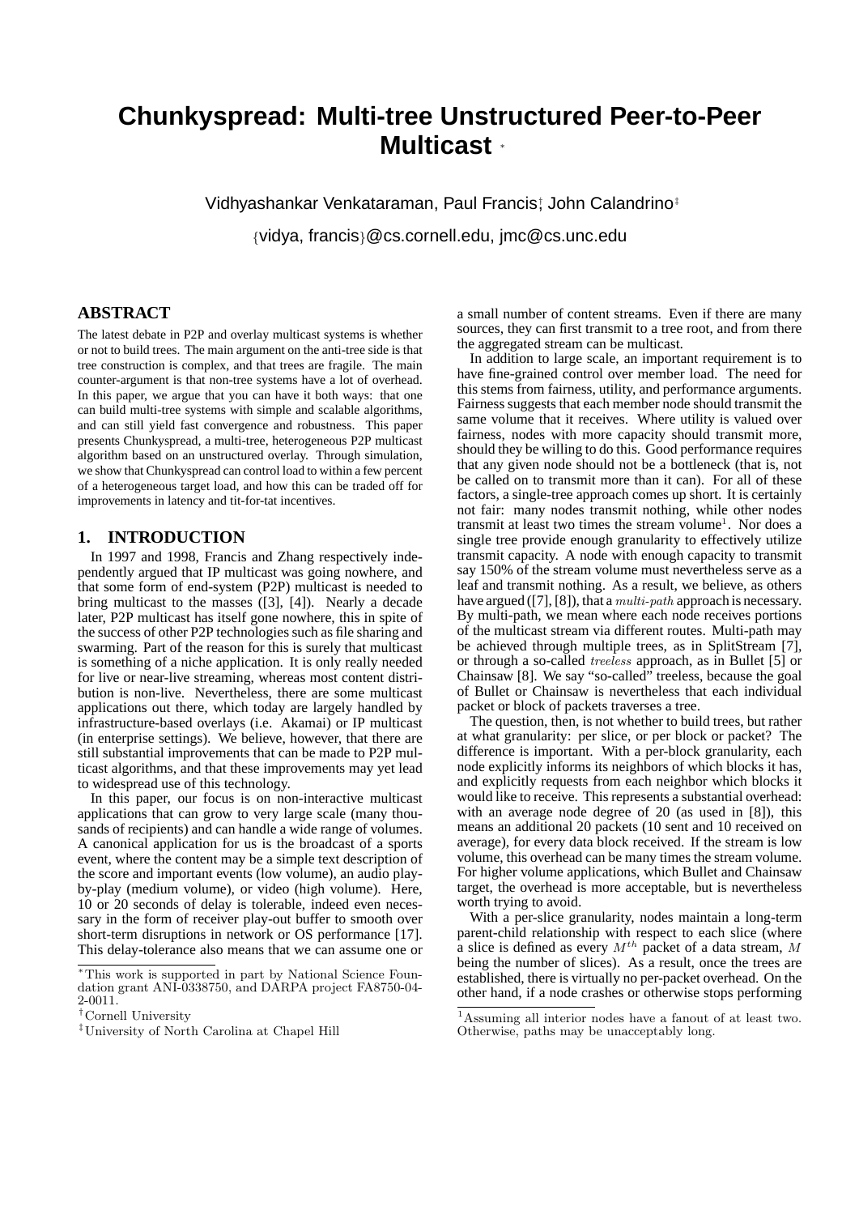# Chunkyspread: Multi-tree Unstructured Peer-to-Peer Multicast [*]

Vidhyashankar Venkataraman, Paul Francis[†], John Calandrino[‡]

{vidya, francis}@cs.cornell.edu, jmc@cs.unc.edu

## ABSTRACT

The latest debate in P2P and overlay multicast systems is whether or not to build trees. The main argument on the anti-tree side is that tree construction is complex, and that trees are fragile. The main counter-argument is that non-tree systems have a lot of overhead. In this paper, we argue that you can have it both ways: that one can build multi-tree systems with simple and scalable algorithms, and can still yield fast convergence and robustness. This paper presents Chunkyspread, a multi-tree, heterogeneous P2P multicast algorithm based on an unstructured overlay. Through simulation, we show that Chunkyspread can control load to within a few percent of a heterogeneous target load, and how this can be traded off for improvements in latency and tit-for-tat incentives.

## 1. INTRODUCTION

In 1997 and 1998, Francis and Zhang respectively independently argued that IP multicast was going nowhere, and that some form of end-system (P2P) multicast is needed to bring multicast to the masses ([3], [4]). Nearly a decade later, P2P multicast has itself gone nowhere, this in spite of the success of other P2P technologies such as file sharing and swarming. Part of the reason for this is surely that multicast is something of a niche application. It is only really needed for live or near-live streaming, whereas most content distribution is non-live. Nevertheless, there are some multicast applications out there, which today are largely handled by infrastructure-based overlays (i.e. Akamai) or IP multicast (in enterprise settings). We believe, however, that there are still substantial improvements that can be made to P2P multicast algorithms, and that these improvements may yet lead to widespread use of this technology.

In this paper, our focus is on non-interactive multicast applications that can grow to very large scale (many thousands of recipients) and can handle a wide range of volumes. A canonical application for us is the broadcast of a sports event, where the content may be a simple text description of the score and important events (low volume), an audio play-by-play (medium volume), or video (high volume). Here, 10 or 20 seconds of delay is tolerable, indeed even necessary in the form of receiver play-out buffer to smooth over short-term disruptions in network or OS performance [17]. This delay-tolerance also means that we can assume one or a small number of content streams. Even if there are many sources, they can first transmit to a tree root, and from there the aggregated stream can be multicast.

In addition to large scale, an important requirement is to have fine-grained control over member load. The need for this stems from fairness, utility, and performance arguments. Fairness suggests that each member node should transmit the same volume that it receives. Where utility is valued over fairness, nodes with more capacity should transmit more, should they be willing to do this. Good performance requires that any given node should not be a bottleneck (that is, not be called on to transmit more than it can). For all of these factors, a single-tree approach comes up short. It is certainly not fair: many nodes transmit nothing, while other nodes transmit at least two times the stream volume[1]. Nor does a single tree provide enough granularity to effectively utilize transmit capacity. A node with enough capacity to transmit say 150% of the stream volume must nevertheless serve as a leaf and transmit nothing. As a result, we believe, as others have argued ([7], [8]), that a *multi-path* approach is necessary. By multi-path, we mean where each node receives portions of the multicast stream via different routes. Multi-path may be achieved through multiple trees, as in SplitStream [7], or through a so-called *treeless* approach, as in Bullet [5] or Chainsaw [8]. We say "so-called" treeless, because the goal of Bullet or Chainsaw is nevertheless that each individual packet or block of packets traverses a tree.

The question, then, is not whether to build trees, but rather at what granularity: per slice, or per block or packet? The difference is important. With a per-block granularity, each node explicitly informs its neighbors of which blocks it has, and explicitly requests from each neighbor which blocks it would like to receive. This represents a substantial overhead: with an average node degree of 20 (as used in [8]), this means an additional 20 packets (10 sent and 10 received on average), for every data block received. If the stream is low volume, this overhead can be many times the stream volume. For higher volume applications, which Bullet and Chainsaw target, the overhead is more acceptable, but is nevertheless worth trying to avoid.

With a per-slice granularity, nodes maintain a long-term parent-child relationship with respect to each slice (where a slice is defined as every $M^{th}$ packet of a data stream, $M$ being the number of slices). As a result, once the trees are established, there is virtually no per-packet overhead. On the other hand, if a node crashes or otherwise stops performing

---

[*] This work is supported in part by National Science Foundation grant ANI-0338750, and DARPA project FA8750-04-2-0011.

[†] Cornell University

[‡] University of North Carolina at Chapel Hill

[1] Assuming all interior nodes have a fanout of at least two. Otherwise, paths may be unacceptably long.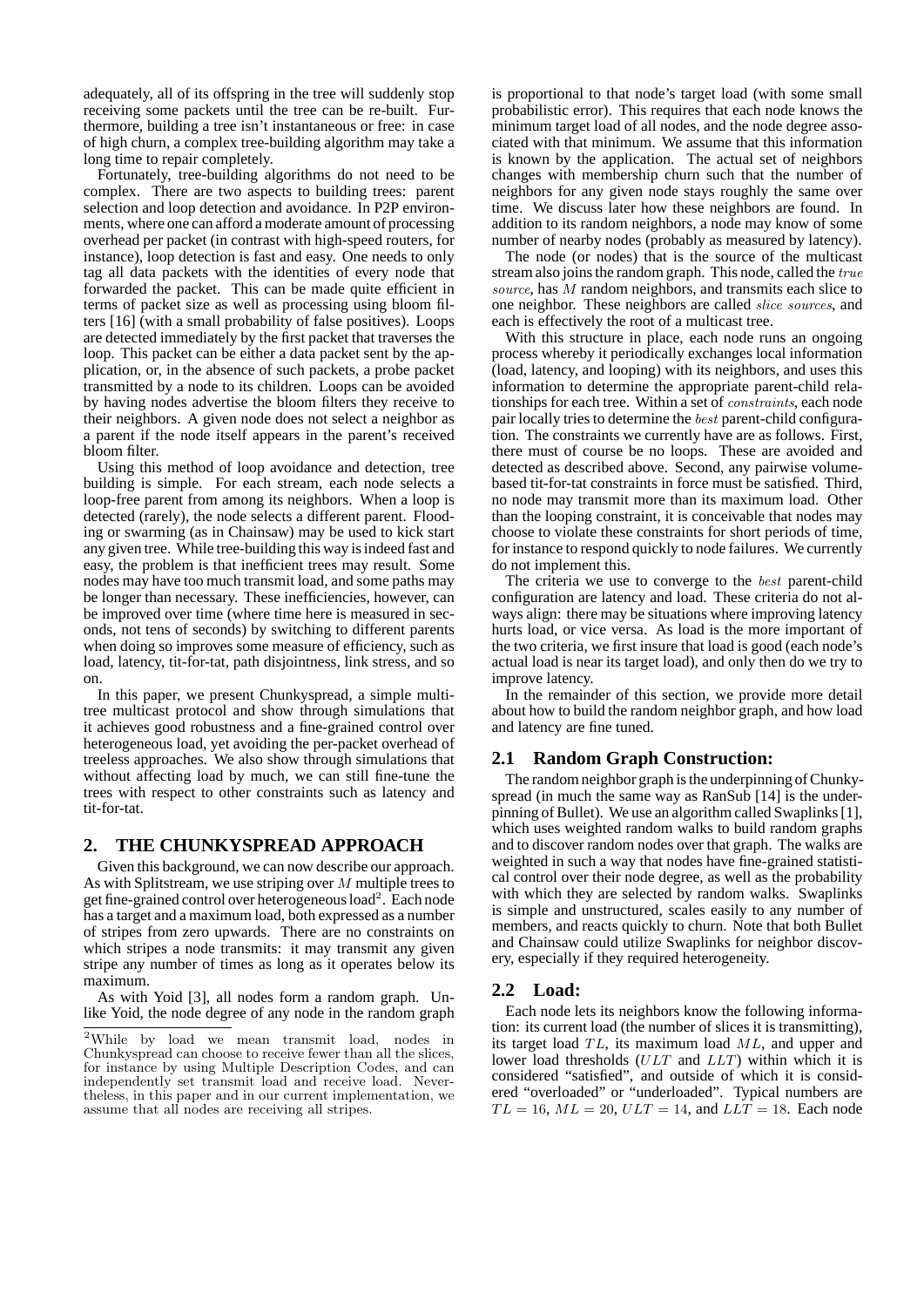adequately, all of its offspring in the tree will suddenly stop receiving some packets until the tree can be re-built. Furthermore, building a tree isn't instantaneous or free: in case of high churn, a complex tree-building algorithm may take a long time to repair completely.

Fortunately, tree-building algorithms do not need to be complex. There are two aspects to building trees: parent selection and loop detection and avoidance. In P2P environments, where one can afford a moderate amount of processing overhead per packet (in contrast with high-speed routers, for instance), loop detection is fast and easy. One needs to only tag all data packets with the identities of every node that forwarded the packet. This can be made quite efficient in terms of packet size as well as processing using bloom filters [16] (with a small probability of false positives). Loops are detected immediately by the first packet that traverses the loop. This packet can be either a data packet sent by the application, or, in the absence of such packets, a probe packet transmitted by a node to its children. Loops can be avoided by having nodes advertise the bloom filters they receive to their neighbors. A given node does not select a neighbor as a parent if the node itself appears in the parent's received bloom filter.

Using this method of loop avoidance and detection, tree building is simple. For each stream, each node selects a loop-free parent from among its neighbors. When a loop is detected (rarely), the node selects a different parent. Flooding or swarming (as in Chainsaw) may be used to kick start any given tree. While tree-building this way is indeed fast and easy, the problem is that inefficient trees may result. Some nodes may have too much transmit load, and some paths may be longer than necessary. These inefficiencies, however, can be improved over time (where time here is measured in seconds, not tens of seconds) by switching to different parents when doing so improves some measure of efficiency, such as load, latency, tit-for-tat, path disjointness, link stress, and so on.

In this paper, we present Chunkyspread, a simple multi-tree multicast protocol and show through simulations that it achieves good robustness and a fine-grained control over heterogeneous load, yet avoiding the per-packet overhead of treeless approaches. We also show through simulations that without affecting load by much, we can still fine-tune the trees with respect to other constraints such as latency and tit-for-tat.

## 2. THE CHUNKYSPREAD APPROACH

Given this background, we can now describe our approach. As with Splitstream, we use striping over $M$ multiple trees to get fine-grained control over heterogeneous load[2]. Each node has a target and a maximum load, both expressed as a number of stripes from zero upwards. There are no constraints on which stripes a node transmits: it may transmit any given stripe any number of times as long as it operates below its maximum.

As with Yoid [3], all nodes form a random graph. Unlike Yoid, the node degree of any node in the random graph is proportional to that node's target load (with some small probabilistic error). This requires that each node knows the minimum target load of all nodes, and the node degree associated with that minimum. We assume that this information is known by the application. The actual set of neighbors changes with membership churn such that the number of neighbors for any given node stays roughly the same over time. We discuss later how these neighbors are found. In addition to its random neighbors, a node may know of some number of nearby nodes (probably as measured by latency).

The node (or nodes) that is the source of the multicast stream also joins the random graph. This node, called the *true source*, has $M$ random neighbors, and transmits each slice to one neighbor. These neighbors are called *slice sources*, and each is effectively the root of a multicast tree.

With this structure in place, each node runs an ongoing process whereby it periodically exchanges local information (load, latency, and looping) with its neighbors, and uses this information to determine the appropriate parent-child relationships for each tree. Within a set of *constraints*, each node pair locally tries to determine the *best* parent-child configuration. The constraints we currently have are as follows. First, there must of course be no loops. These are avoided and detected as described above. Second, any pairwise volume-based tit-for-tat constraints in force must be satisfied. Third, no node may transmit more than its maximum load. Other than the looping constraint, it is conceivable that nodes may choose to violate these constraints for short periods of time, for instance to respond quickly to node failures. We currently do not implement this.

The criteria we use to converge to the *best* parent-child configuration are latency and load. These criteria do not always align: there may be situations where improving latency hurts load, or vice versa. As load is the more important of the two criteria, we first insure that load is good (each node's actual load is near its target load), and only then do we try to improve latency.

In the remainder of this section, we provide more detail about how to build the random neighbor graph, and how load and latency are fine tuned.

### 2.1 Random Graph Construction:

The random neighbor graph is the underpinning of Chunkyspread (in much the same way as RanSub [14] is the underpinning of Bullet). We use an algorithm called Swaplinks [1], which uses weighted random walks to build random graphs and to discover random nodes over that graph. The walks are weighted in such a way that nodes have fine-grained statistical control over their node degree, as well as the probability with which they are selected by random walks. Swaplinks is simple and unstructured, scales easily to any number of members, and reacts quickly to churn. Note that both Bullet and Chainsaw could utilize Swaplinks for neighbor discovery, especially if they required heterogeneity.

### 2.2 Load:

Each node lets its neighbors know the following information: its current load (the number of slices it is transmitting), its target load $TL$, its maximum load $ML$, and upper and lower load thresholds ($ULT$ and $LLT$) within which it is considered "satisfied", and outside of which it is considered "overloaded" or "underloaded". Typical numbers are $TL = 16$, $ML = 20$, $ULT = 14$, and $LLT = 18$. Each node

[2] While by load we mean transmit load, nodes in Chunkyspread can choose to receive fewer than all the slices, for instance by using Multiple Description Codes, and can independently set transmit load and receive load. Nevertheless, in this paper and in our current implementation, we assume that all nodes are receiving all stripes.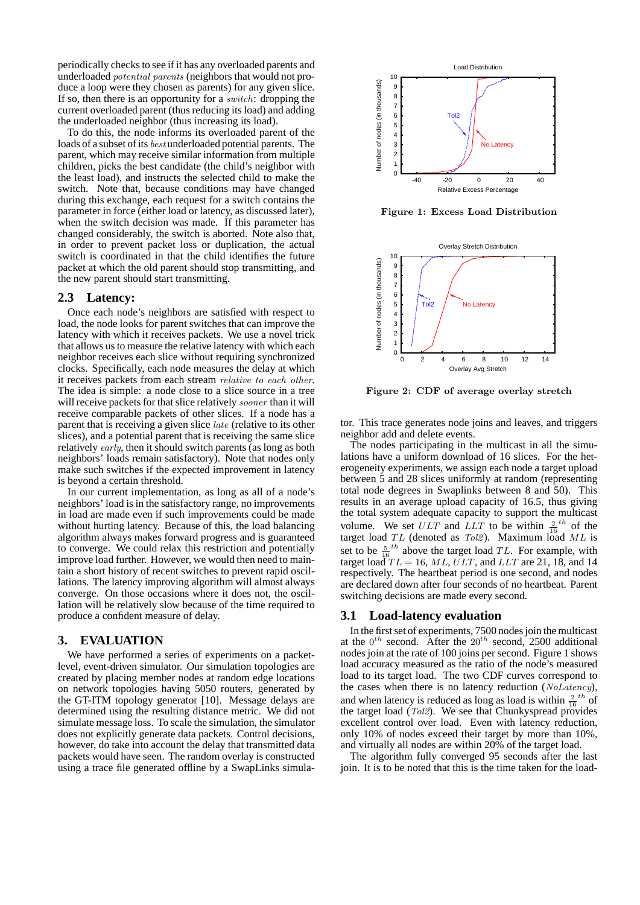periodically checks to see if it has any overloaded parents and underloaded *potential parents* (neighbors that would not produce a loop were they chosen as parents) for any given slice. If so, then there is an opportunity for a *switch*: dropping the current overloaded parent (thus reducing its load) and adding the underloaded neighbor (thus increasing its load).

To do this, the node informs its overloaded parent of the loads of a subset of its *best* underloaded potential parents. The parent, which may receive similar information from multiple children, picks the best candidate (the child's neighbor with the least load), and instructs the selected child to make the switch. Note that, because conditions may have changed during this exchange, each request for a switch contains the parameter in force (either load or latency, as discussed later), when the switch decision was made. If this parameter has changed considerably, the switch is aborted. Note also that, in order to prevent packet loss or duplication, the actual switch is coordinated in that the child identifies the future packet at which the old parent should stop transmitting, and the new parent should start transmitting.

## 2.3 Latency:

Once each node's neighbors are satisfied with respect to load, the node looks for parent switches that can improve the latency with which it receives packets. We use a novel trick that allows us to measure the relative latency with which each neighbor receives each slice without requiring synchronized clocks. Specifically, each node measures the delay at which it receives packets from each stream *relative to each other*. The idea is simple: a node close to a slice source in a tree will receive packets for that slice relatively *sooner* than it will receive comparable packets of other slices. If a node has a parent that is receiving a given slice *late* (relative to its other slices), and a potential parent that is receiving the same slice relatively *early*, then it should switch parents (as long as both neighbors' loads remain satisfactory). Note that nodes only make such switches if the expected improvement in latency is beyond a certain threshold.

In our current implementation, as long as all of a node's neighbors' load is in the satisfactory range, no improvements in load are made even if such improvements could be made without hurting latency. Because of this, the load balancing algorithm always makes forward progress and is guaranteed to converge. We could relax this restriction and potentially improve load further. However, we would then need to maintain a short history of recent switches to prevent rapid oscillations. The latency improving algorithm will almost always converge. On those occasions where it does not, the oscillation will be relatively slow because of the time required to produce a confident measure of delay.

# 3. EVALUATION

We have performed a series of experiments on a packet-level, event-driven simulator. Our simulation topologies are created by placing member nodes at random edge locations on network topologies having 5050 routers, generated by the GT-ITM topology generator [10]. Message delays are determined using the resulting distance metric. We did not simulate message loss. To scale the simulation, the simulator does not explicitly generate data packets. Control decisions, however, do take into account the delay that transmitted data packets would have seen. The random overlay is constructed using a trace file generated offline by a SwapLinks simulator. This trace generates node joins and leaves, and triggers neighbor add and delete events.

**Figure 1: Excess Load Distribution**

**Figure 2: CDF of average overlay stretch**

The nodes participating in the multicast in all the simulations have a uniform download of 16 slices. For the heterogeneity experiments, we assign each node a target upload between 5 and 28 slices uniformly at random (representing total node degrees in Swaplinks between 8 and 50). This results in an average upload capacity of 16.5, thus giving the total system adequate capacity to support the multicast volume. We set $ULT$ and $LLT$ to be within $\frac{2}{16}^{th}$ of the target load $TL$ (denoted as *Tol2*). Maximum load $ML$ is set to be $\frac{5}{16}^{th}$ above the target load $TL$. For example, with target load $TL = 16$, $ML$, $ULT$, and $LLT$ are 21, 18, and 14 respectively. The heartbeat period is one second, and nodes are declared down after four seconds of no heartbeat. Parent switching decisions are made every second.

## 3.1 Load-latency evaluation

In the first set of experiments, 7500 nodes join the multicast at the $0^{th}$ second. After the $20^{th}$ second, 2500 additional nodes join at the rate of 100 joins per second. Figure 1 shows load accuracy measured as the ratio of the node's measured load to its target load. The two CDF curves correspond to the cases when there is no latency reduction (*NoLatency*), and when latency is reduced as long as load is within $\frac{2}{16}^{th}$ of the target load (*Tol2*). We see that Chunkyspread provides excellent control over load. Even with latency reduction, only 10% of nodes exceed their target by more than 10%, and virtually all nodes are within 20% of the target load.

The algorithm fully converged 95 seconds after the last join. It is to be noted that this is the time taken for the load-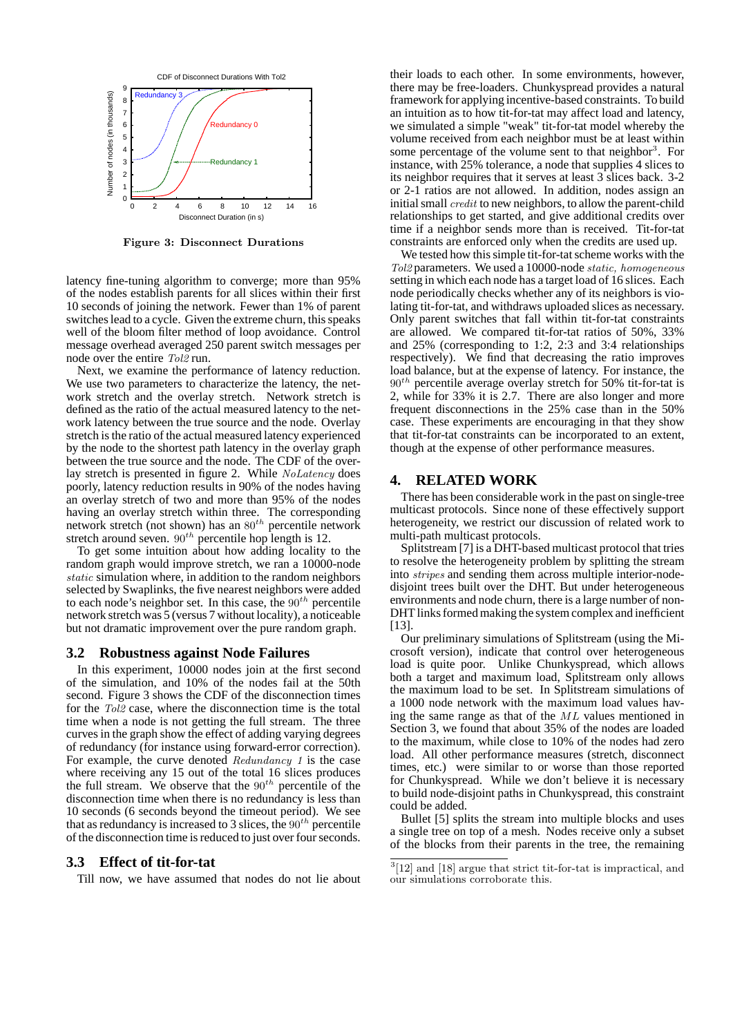Figure 3: Disconnect Durations

latency fine-tuning algorithm to converge; more than 95% of the nodes establish parents for all slices within their first 10 seconds of joining the network. Fewer than 1% of parent switches lead to a cycle. Given the extreme churn, this speaks well of the bloom filter method of loop avoidance. Control message overhead averaged 250 parent switch messages per node over the entire *Tol2* run.

Next, we examine the performance of latency reduction. We use two parameters to characterize the latency, the network stretch and the overlay stretch. Network stretch is defined as the ratio of the actual measured latency to the network latency between the true source and the node. Overlay stretch is the ratio of the actual measured latency experienced by the node to the shortest path latency in the overlay graph between the true source and the node. The CDF of the overlay stretch is presented in figure 2. While *NoLatency* does poorly, latency reduction results in 90% of the nodes having an overlay stretch of two and more than 95% of the nodes having an overlay stretch within three. The corresponding network stretch (not shown) has an $80^{th}$ percentile network stretch around seven. $90^{th}$ percentile hop length is 12.

To get some intuition about how adding locality to the random graph would improve stretch, we ran a 10000-node *static* simulation where, in addition to the random neighbors selected by Swaplinks, the five nearest neighbors were added to each node's neighbor set. In this case, the $90^{th}$ percentile network stretch was 5 (versus 7 without locality), a noticeable but not dramatic improvement over the pure random graph.

## 3.2 Robustness against Node Failures

In this experiment, 10000 nodes join at the first second of the simulation, and 10% of the nodes fail at the 50th second. Figure 3 shows the CDF of the disconnection times for the *Tol2* case, where the disconnection time is the total time when a node is not getting the full stream. The three curves in the graph show the effect of adding varying degrees of redundancy (for instance using forward-error correction). For example, the curve denoted *Redundancy 1* is the case where receiving any 15 out of the total 16 slices produces the full stream. We observe that the $90^{th}$ percentile of the disconnection time when there is no redundancy is less than 10 seconds (6 seconds beyond the timeout period). We see that as redundancy is increased to 3 slices, the $90^{th}$ percentile of the disconnection time is reduced to just over four seconds.

## 3.3 Effect of tit-for-tat

Till now, we have assumed that nodes do not lie about their loads to each other. In some environments, however, there may be free-loaders. Chunkyspread provides a natural framework for applying incentive-based constraints. To build an intuition as to how tit-for-tat may affect load and latency, we simulated a simple "weak" tit-for-tat model whereby the volume received from each neighbor must be at least within some percentage of the volume sent to that neighbor[3]. For instance, with 25% tolerance, a node that supplies 4 slices to its neighbor requires that it serves at least 3 slices back. 3-2 or 2-1 ratios are not allowed. In addition, nodes assign an initial small *credit* to new neighbors, to allow the parent-child relationships to get started, and give additional credits over time if a neighbor sends more than is received. Tit-for-tat constraints are enforced only when the credits are used up.

We tested how this simple tit-for-tat scheme works with the *Tol2* parameters. We used a 10000-node *static, homogeneous* setting in which each node has a target load of 16 slices. Each node periodically checks whether any of its neighbors is violating tit-for-tat, and withdraws uploaded slices as necessary. Only parent switches that fall within tit-for-tat constraints are allowed. We compared tit-for-tat ratios of 50%, 33% and 25% (corresponding to 1:2, 2:3 and 3:4 relationships respectively). We find that decreasing the ratio improves load balance, but at the expense of latency. For instance, the $90^{th}$ percentile average overlay stretch for 50% tit-for-tat is 2, while for 33% it is 2.7. There are also longer and more frequent disconnections in the 25% case than in the 50% case. These experiments are encouraging in that they show that tit-for-tat constraints can be incorporated to an extent, though at the expense of other performance measures.

# 4. RELATED WORK

There has been considerable work in the past on single-tree multicast protocols. Since none of these effectively support heterogeneity, we restrict our discussion of related work to multi-path multicast protocols.

Splitstream [7] is a DHT-based multicast protocol that tries to resolve the heterogeneity problem by splitting the stream into *stripes* and sending them across multiple interior-node-disjoint trees built over the DHT. But under heterogeneous environments and node churn, there is a large number of non-DHT links formed making the system complex and inefficient [13].

Our preliminary simulations of Splitstream (using the Microsoft version), indicate that control over heterogeneous load is quite poor. Unlike Chunkyspread, which allows both a target and maximum load, Splitstream only allows the maximum load to be set. In Splitstream simulations of a 1000 node network with the maximum load values having the same range as that of the *ML* values mentioned in Section 3, we found that about 35% of the nodes are loaded to the maximum, while close to 10% of the nodes had zero load. All other performance measures (stretch, disconnect times, etc.) were similar to or worse than those reported for Chunkyspread. While we don't believe it is necessary to build node-disjoint paths in Chunkyspread, this constraint could be added.

Bullet [5] splits the stream into multiple blocks and uses a single tree on top of a mesh. Nodes receive only a subset of the blocks from their parents in the tree, the remaining

[3][12] and [18] argue that strict tit-for-tat is impractical, and our simulations corroborate this.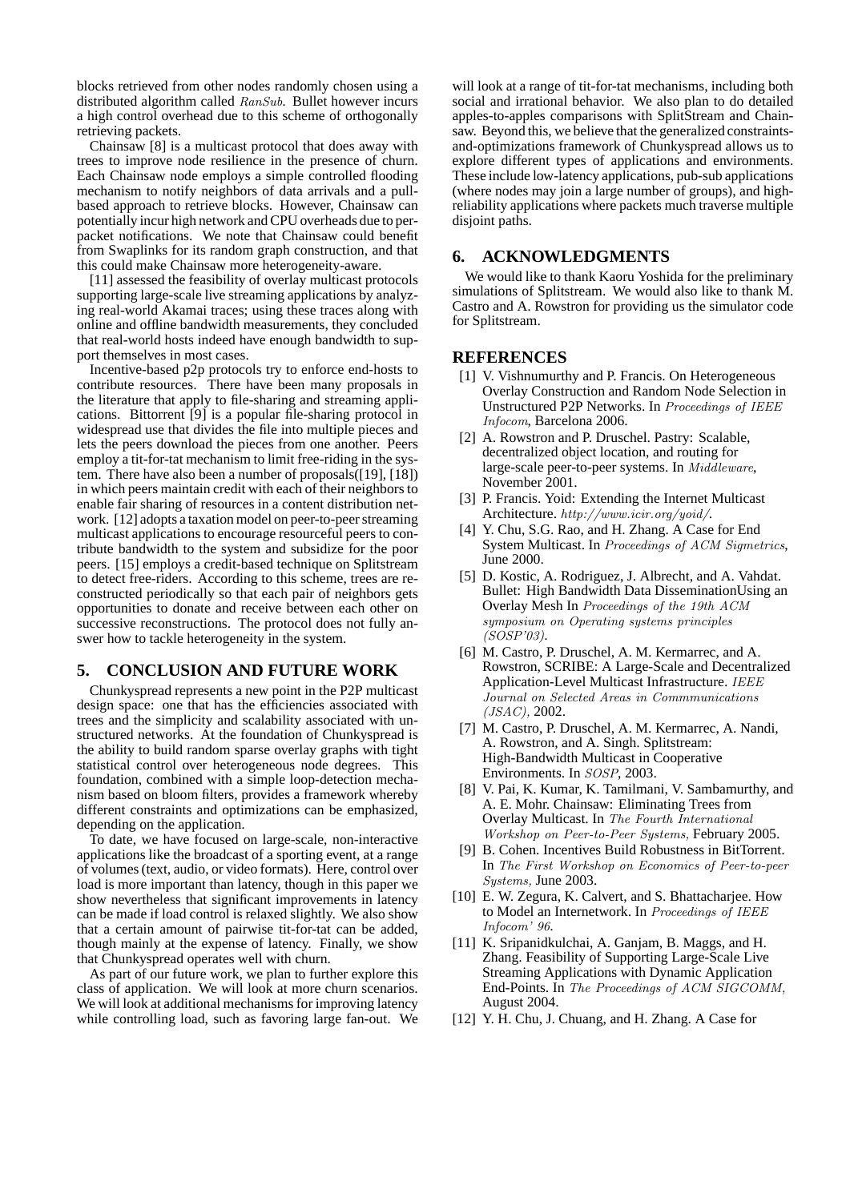blocks retrieved from other nodes randomly chosen using a distributed algorithm called *RanSub*. Bullet however incurs a high control overhead due to this scheme of orthogonally retrieving packets.

Chainsaw [8] is a multicast protocol that does away with trees to improve node resilience in the presence of churn. Each Chainsaw node employs a simple controlled flooding mechanism to notify neighbors of data arrivals and a pull-based approach to retrieve blocks. However, Chainsaw can potentially incur high network and CPU overheads due to per-packet notifications. We note that Chainsaw could benefit from Swaplinks for its random graph construction, and that this could make Chainsaw more heterogeneity-aware.

[11] assessed the feasibility of overlay multicast protocols supporting large-scale live streaming applications by analyzing real-world Akamai traces; using these traces along with online and offline bandwidth measurements, they concluded that real-world hosts indeed have enough bandwidth to support themselves in most cases.

Incentive-based p2p protocols try to enforce end-hosts to contribute resources. There have been many proposals in the literature that apply to file-sharing and streaming applications. Bittorrent [9] is a popular file-sharing protocol in widespread use that divides the file into multiple pieces and lets the peers download the pieces from one another. Peers employ a tit-for-tat mechanism to limit free-riding in the system. There have also been a number of proposals([19], [18]) in which peers maintain credit with each of their neighbors to enable fair sharing of resources in a content distribution network. [12] adopts a taxation model on peer-to-peer streaming multicast applications to encourage resourceful peers to contribute bandwidth to the system and subsidize for the poor peers. [15] employs a credit-based technique on Splitstream to detect free-riders. According to this scheme, trees are reconstructed periodically so that each pair of neighbors gets opportunities to donate and receive between each other on successive reconstructions. The protocol does not fully answer how to tackle heterogeneity in the system.

## 5. CONCLUSION AND FUTURE WORK

Chunkyspread represents a new point in the P2P multicast design space: one that has the efficiencies associated with trees and the simplicity and scalability associated with unstructured networks. At the foundation of Chunkyspread is the ability to build random sparse overlay graphs with tight statistical control over heterogeneous node degrees. This foundation, combined with a simple loop-detection mechanism based on bloom filters, provides a framework whereby different constraints and optimizations can be emphasized, depending on the application.

To date, we have focused on large-scale, non-interactive applications like the broadcast of a sporting event, at a range of volumes (text, audio, or video formats). Here, control over load is more important than latency, though in this paper we show nevertheless that significant improvements in latency can be made if load control is relaxed slightly. We also show that a certain amount of pairwise tit-for-tat can be added, though mainly at the expense of latency. Finally, we show that Chunkyspread operates well with churn.

As part of our future work, we plan to further explore this class of application. We will look at more churn scenarios. We will look at additional mechanisms for improving latency while controlling load, such as favoring large fan-out. We will look at a range of tit-for-tat mechanisms, including both social and irrational behavior. We also plan to do detailed apples-to-apples comparisons with SplitStream and Chainsaw. Beyond this, we believe that the generalized constraints-and-optimizations framework of Chunkyspread allows us to explore different types of applications and environments. These include low-latency applications, pub-sub applications (where nodes may join a large number of groups), and high-reliability applications where packets much traverse multiple disjoint paths.

## 6. ACKNOWLEDGMENTS

We would like to thank Kaoru Yoshida for the preliminary simulations of Splitstream. We would also like to thank M. Castro and A. Rowstron for providing us the simulator code for Splitstream.

## REFERENCES

[1] V. Vishnumurthy and P. Francis. On Heterogeneous Overlay Construction and Random Node Selection in Unstructured P2P Networks. In *Proceedings of IEEE Infocom*, Barcelona 2006.

[2] A. Rowstron and P. Druschel. Pastry: Scalable, decentralized object location, and routing for large-scale peer-to-peer systems. In *Middleware*, November 2001.

[3] P. Francis. Yoid: Extending the Internet Multicast Architecture. *http://www.icir.org/yoid/*.

[4] Y. Chu, S.G. Rao, and H. Zhang. A Case for End System Multicast. In *Proceedings of ACM Sigmetrics*, June 2000.

[5] D. Kostic, A. Rodriguez, J. Albrecht, and A. Vahdat. Bullet: High Bandwidth Data DisseminationUsing an Overlay Mesh In *Proceedings of the 19th ACM symposium on Operating systems principles (SOSP'03)*.

[6] M. Castro, P. Druschel, A. M. Kermarrec, and A. Rowstron, SCRIBE: A Large-Scale and Decentralized Application-Level Multicast Infrastructure. *IEEE Journal on Selected Areas in Commmunications (JSAC),* 2002.

[7] M. Castro, P. Druschel, A. M. Kermarrec, A. Nandi, A. Rowstron, and A. Singh. Splitstream: High-Bandwidth Multicast in Cooperative Environments. In *SOSP*, 2003.

[8] V. Pai, K. Kumar, K. Tamilmani, V. Sambamurthy, and A. E. Mohr. Chainsaw: Eliminating Trees from Overlay Multicast. In *The Fourth International Workshop on Peer-to-Peer Systems,* February 2005.

[9] B. Cohen. Incentives Build Robustness in BitTorrent. In *The First Workshop on Economics of Peer-to-peer Systems,* June 2003.

[10] E. W. Zegura, K. Calvert, and S. Bhattacharjee. How to Model an Internetwork. In *Proceedings of IEEE Infocom' 96.*

[11] K. Sripanidkulchai, A. Ganjam, B. Maggs, and H. Zhang. Feasibility of Supporting Large-Scale Live Streaming Applications with Dynamic Application End-Points. In *The Proceedings of ACM SIGCOMM,* August 2004.

[12] Y. H. Chu, J. Chuang, and H. Zhang. A Case for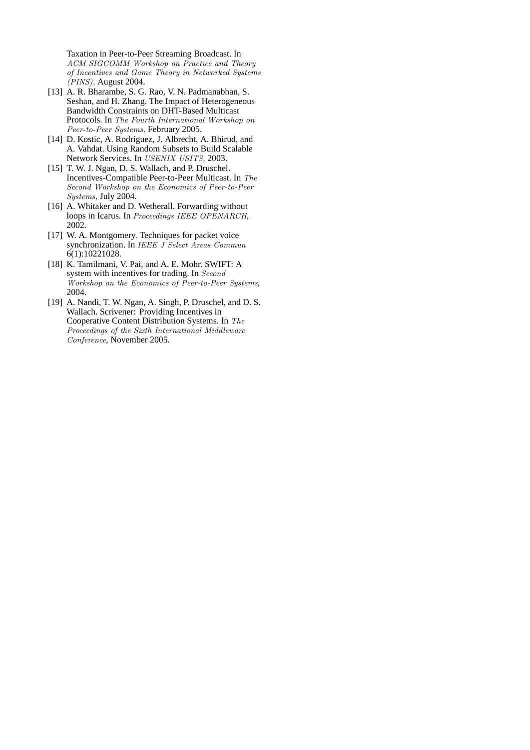Taxation in Peer-to-Peer Streaming Broadcast. In *ACM SIGCOMM Workshop on Practice and Theory of Incentives and Game Theory in Networked Systems (PINS),* August 2004.

[13] A. R. Bharambe, S. G. Rao, V. N. Padmanabhan, S. Seshan, and H. Zhang. The Impact of Heterogeneous Bandwidth Constraints on DHT-Based Multicast Protocols. In *The Fourth International Workshop on Peer-to-Peer Systems,* February 2005.

[14] D. Kostic, A. Rodriguez, J. Albrecht, A. Bhirud, and A. Vahdat. Using Random Subsets to Build Scalable Network Services. In *USENIX USITS,* 2003.

[15] T. W. J. Ngan, D. S. Wallach, and P. Druschel. Incentives-Compatible Peer-to-Peer Multicast. In *The Second Workshop on the Economics of Peer-to-Peer Systems,* July 2004.

[16] A. Whitaker and D. Wetherall. Forwarding without loops in Icarus. In *Proceedings IEEE OPENARCH*, 2002.

[17] W. A. Montgomery. Techniques for packet voice synchronization. In *IEEE J Select Areas Commun* 6(1):10221028.

[18] K. Tamilmani, V. Pai, and A. E. Mohr. SWIFT: A system with incentives for trading. In *Second Workshop on the Economics of Peer-to-Peer Systems*, 2004.

[19] A. Nandi, T. W. Ngan, A. Singh, P. Druschel, and D. S. Wallach. Scrivener: Providing Incentives in Cooperative Content Distribution Systems. In *The Proceedings of the Sixth International Middleware Conference*, November 2005.